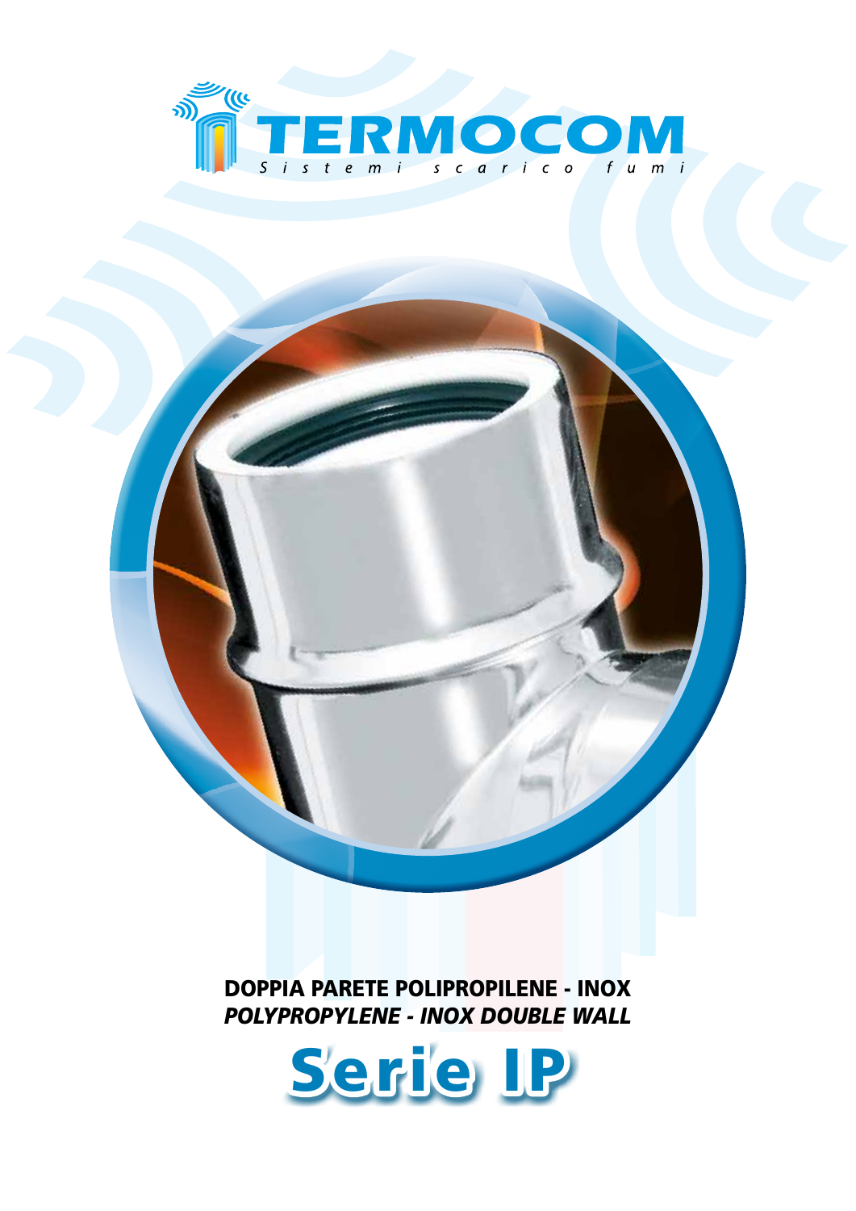# TERMOCOM

*Sistemi scarico fumi*

**DOPPIA PARETE POLIPROPILENE - INOX**

***POLYPROPYLENE - INOX DOUBLE WALL***

# Serie IP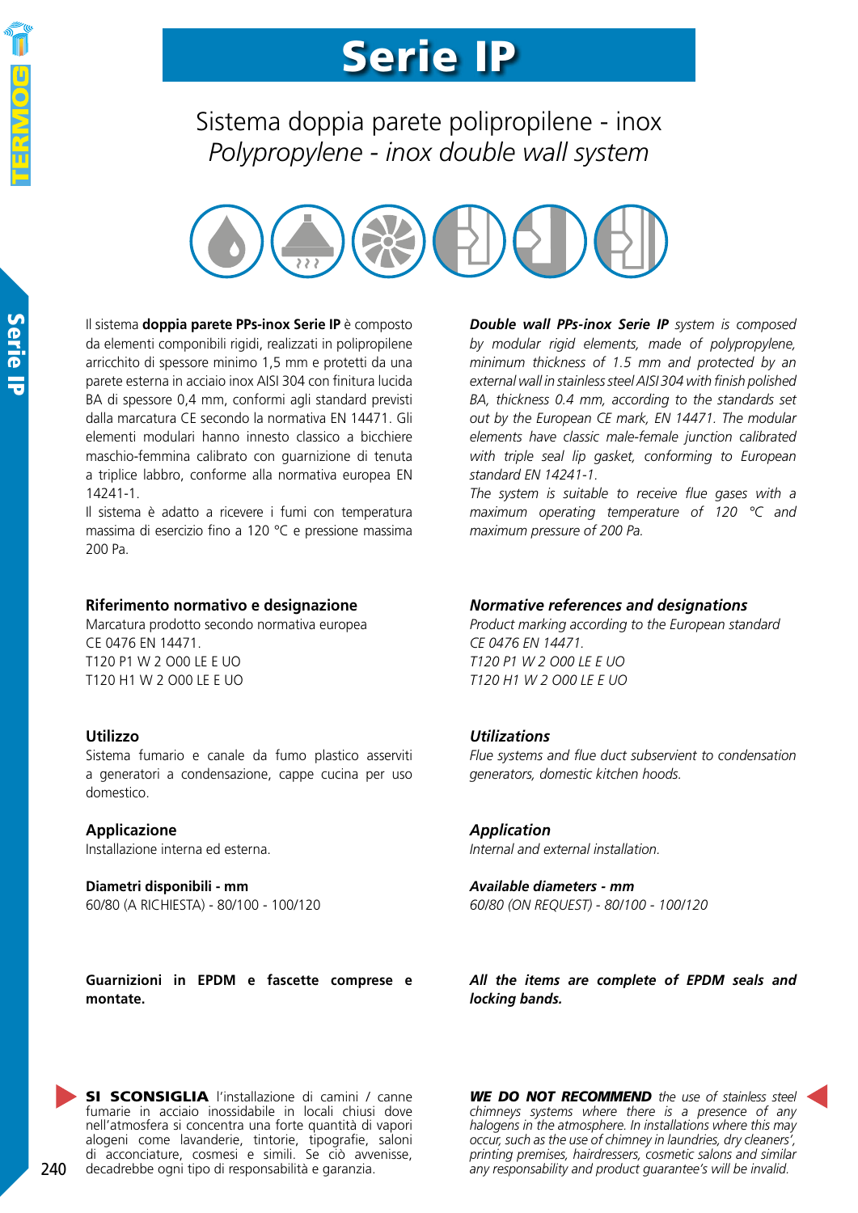# Serie IP

## Sistema doppia parete polipropilene - inox
## *Polypropylene - inox double wall system*

Il sistema **doppia parete PPs-inox Serie IP** è composto da elementi componibili rigidi, realizzati in polipropilene arricchito di spessore minimo 1,5 mm e protetti da una parete esterna in acciaio inox AISI 304 con finitura lucida BA di spessore 0,4 mm, conformi agli standard previsti dalla marcatura CE secondo la normativa EN 14471. Gli elementi modulari hanno innesto classico a bicchiere maschio-femmina calibrato con guarnizione di tenuta a triplice labbro, conforme alla normativa europea EN 14241-1.
Il sistema è adatto a ricevere i fumi con temperatura massima di esercizio fino a 120 °C e pressione massima 200 Pa.

***Double wall PPs-inox Serie IP*** *system is composed by modular rigid elements, made of polypropylene, minimum thickness of 1.5 mm and protected by an external wall in stainless steel AISI 304 with finish polished BA, thickness 0.4 mm, according to the standards set out by the European CE mark, EN 14471. The modular elements have classic male-female junction calibrated with triple seal lip gasket, conforming to European standard EN 14241-1.*
*The system is suitable to receive flue gases with a maximum operating temperature of 120 °C and maximum pressure of 200 Pa.*

### Riferimento normativo e designazione

Marcatura prodotto secondo normativa europea
CE 0476 EN 14471.
T120 P1 W 2 O00 LE E UO
T120 H1 W 2 O00 LE E UO

### *Normative references and designations*

*Product marking according to the European standard*
*CE 0476 EN 14471.*
*T120 P1 W 2 O00 LE E UO*
*T120 H1 W 2 O00 LE E UO*

### Utilizzo

Sistema fumario e canale da fumo plastico asserviti a generatori a condensazione, cappe cucina per uso domestico.

### *Utilizations*

*Flue systems and flue duct subservient to condensation generators, domestic kitchen hoods.*

### Applicazione

Installazione interna ed esterna.

### *Application*

*Internal and external installation.*

### Diametri disponibili - mm

60/80 (A RICHIESTA) - 80/100 - 100/120

### *Available diameters - mm*

*60/80 (ON REQUEST) - 80/100 - 100/120*

**Guarnizioni in EPDM e fascette comprese e montate.**

***All the items are complete of EPDM seals and locking bands.***

**SI SCONSIGLIA** l'installazione di camini / canne fumarie in acciaio inossidabile in locali chiusi dove nell'atmosfera si concentra una forte quantità di vapori alogeni come lavanderie, tintorie, tipografie, saloni di acconciature, cosmesi e simili. Se ciò avvenisse, decadrebbe ogni tipo di responsabilità e garanzia.

***WE DO NOT RECOMMEND*** *the use of stainless steel chimneys systems where there is a presence of any halogens in the atmosphere. In installations where this may occur, such as the use of chimney in laundries, dry cleaners', printing premises, hairdressers, cosmetic salons and similar any responsability and product guarantee's will be invalid.*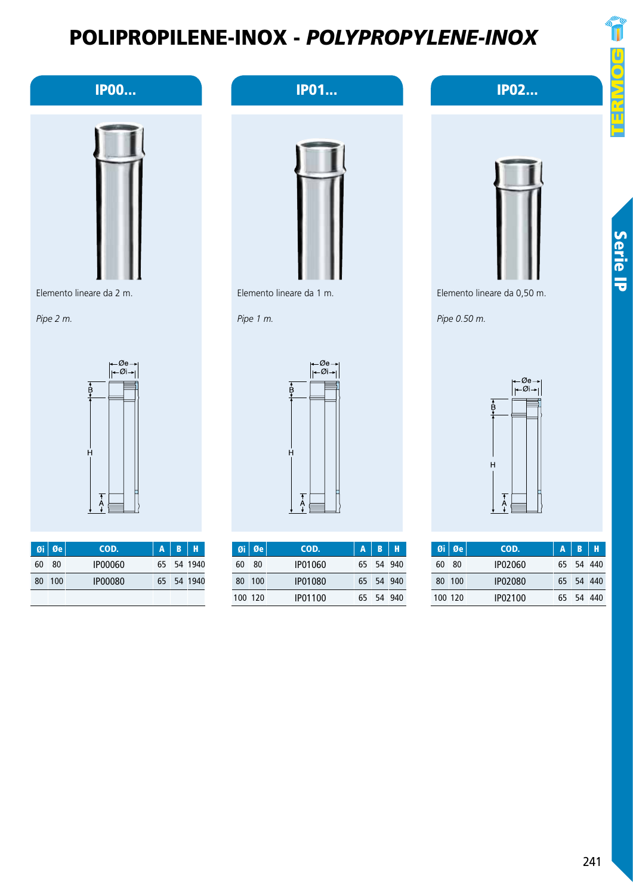# POLIPROPILENE-INOX - *POLYPROPYLENE-INOX*

## IP00...

Elemento lineare da 2 m.

*Pipe 2 m.*

| Øi | Øe | COD. | A | B | H |
|---|---|---|---|---|---|
| 60 | 80 | IP00060 | 65 | 54 | 1940 |
| 80 | 100 | IP00080 | 65 | 54 | 1940 |

## IP01...

Elemento lineare da 1 m.

*Pipe 1 m.*

| Øi | Øe | COD. | A | B | H |
|---|---|---|---|---|---|
| 60 | 80 | IP01060 | 65 | 54 | 940 |
| 80 | 100 | IP01080 | 65 | 54 | 940 |
| 100 | 120 | IP01100 | 65 | 54 | 940 |

## IP02...

Elemento lineare da 0,50 m.

*Pipe 0.50 m.*

| Øi | Øe | COD. | A | B | H |
|---|---|---|---|---|---|
| 60 | 80 | IP02060 | 65 | 54 | 440 |
| 80 | 100 | IP02080 | 65 | 54 | 440 |
| 100 | 120 | IP02100 | 65 | 54 | 440 |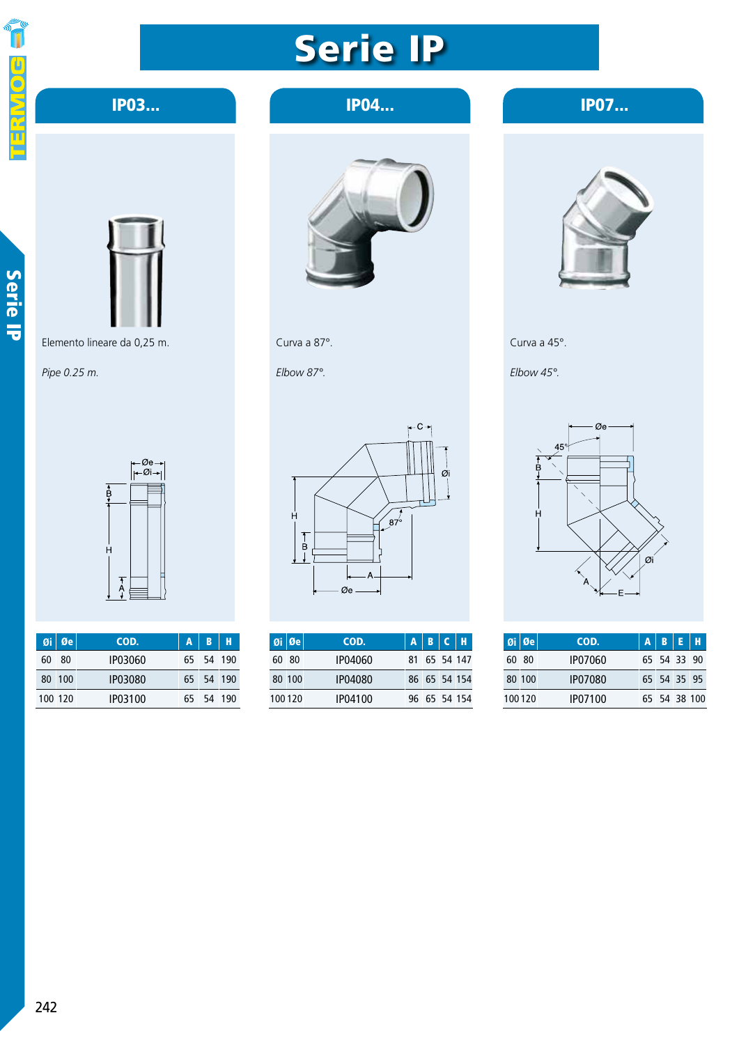# Serie IP

## IP03...

Elemento lineare da 0,25 m.

*Pipe 0.25 m.*

| Øi | Øe | COD. | A | B | H |
|---|---|---|---|---|---|
| 60 | 80 | IP03060 | 65 | 54 | 190 |
| 80 | 100 | IP03080 | 65 | 54 | 190 |
| 100 | 120 | IP03100 | 65 | 54 | 190 |

## IP04...

Curva a 87°.

*Elbow 87°.*

| Øi | Øe | COD. | A | B | C | H |
|---|---|---|---|---|---|---|
| 60 | 80 | IP04060 | 81 | 65 | 54 | 147 |
| 80 | 100 | IP04080 | 86 | 65 | 54 | 154 |
| 100 | 120 | IP04100 | 96 | 65 | 54 | 154 |

## IP07...

Curva a 45°.

*Elbow 45°.*

| Øi | Øe | COD. | A | B | E | H |
|---|---|---|---|---|---|---|
| 60 | 80 | IP07060 | 65 | 54 | 33 | 90 |
| 80 | 100 | IP07080 | 65 | 54 | 35 | 95 |
| 100 | 120 | IP07100 | 65 | 54 | 38 | 100 |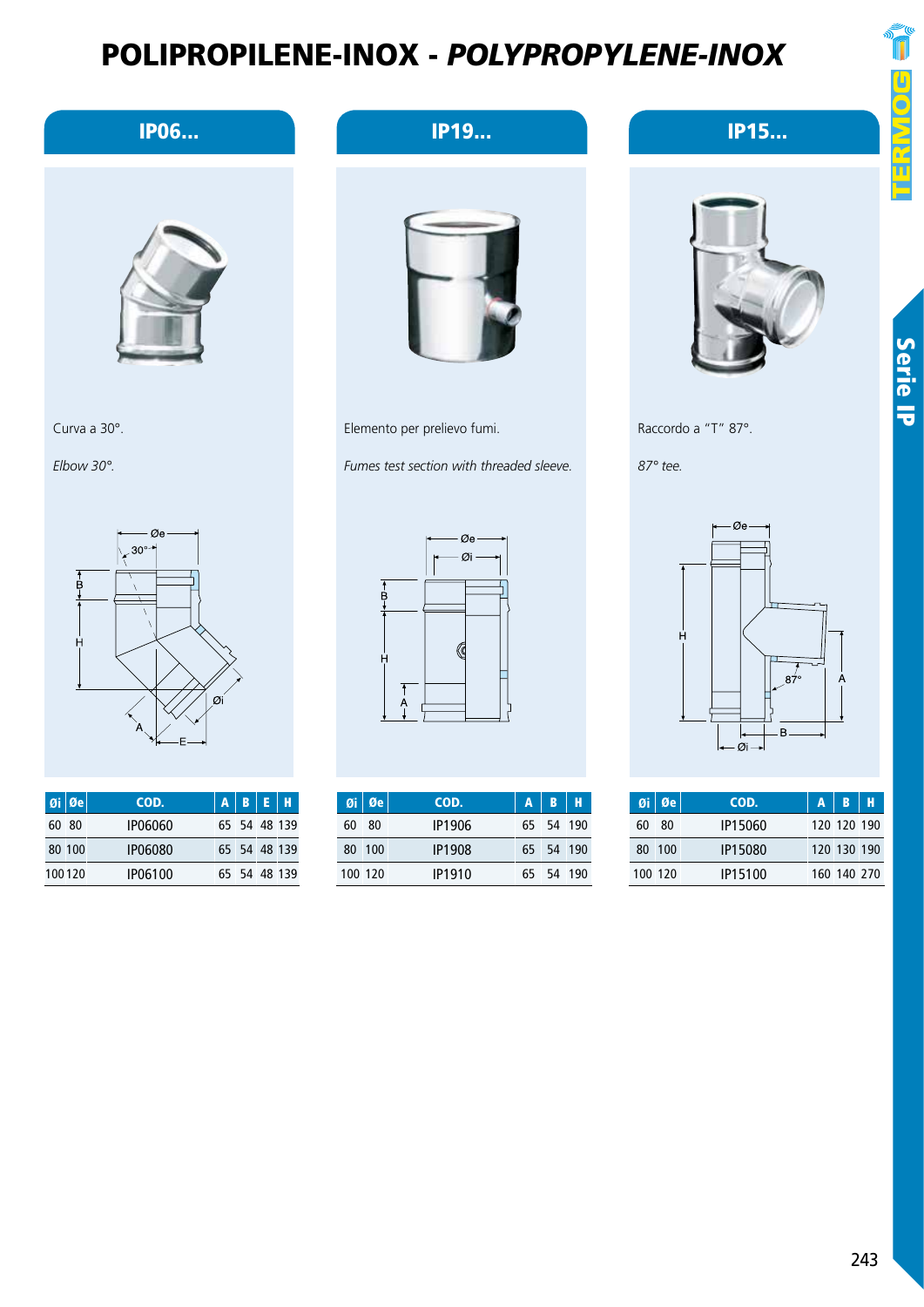# POLIPROPILENE-INOX - *POLYPROPYLENE-INOX*

## IP06...

Curva a 30°.

*Elbow 30°.*

| Øi | Øe | COD. | A | B | E | H |
|---|---|---|---|---|---|---|
| 60 | 80 | IP06060 | 65 | 54 | 48 | 139 |
| 80 | 100 | IP06080 | 65 | 54 | 48 | 139 |
| 100 | 120 | IP06100 | 65 | 54 | 48 | 139 |

## IP19...

Elemento per prelievo fumi.

*Fumes test section with threaded sleeve.*

| Øi | Øe | COD. | A | B | H |
|---|---|---|---|---|---|
| 60 | 80 | IP1906 | 65 | 54 | 190 |
| 80 | 100 | IP1908 | 65 | 54 | 190 |
| 100 | 120 | IP1910 | 65 | 54 | 190 |

## IP15...

Raccordo a "T" 87°.

*87° tee.*

| Øi | Øe | COD. | A | B | H |
|---|---|---|---|---|---|
| 60 | 80 | IP15060 | 120 | 120 | 190 |
| 80 | 100 | IP15080 | 120 | 130 | 190 |
| 100 | 120 | IP15100 | 160 | 140 | 270 |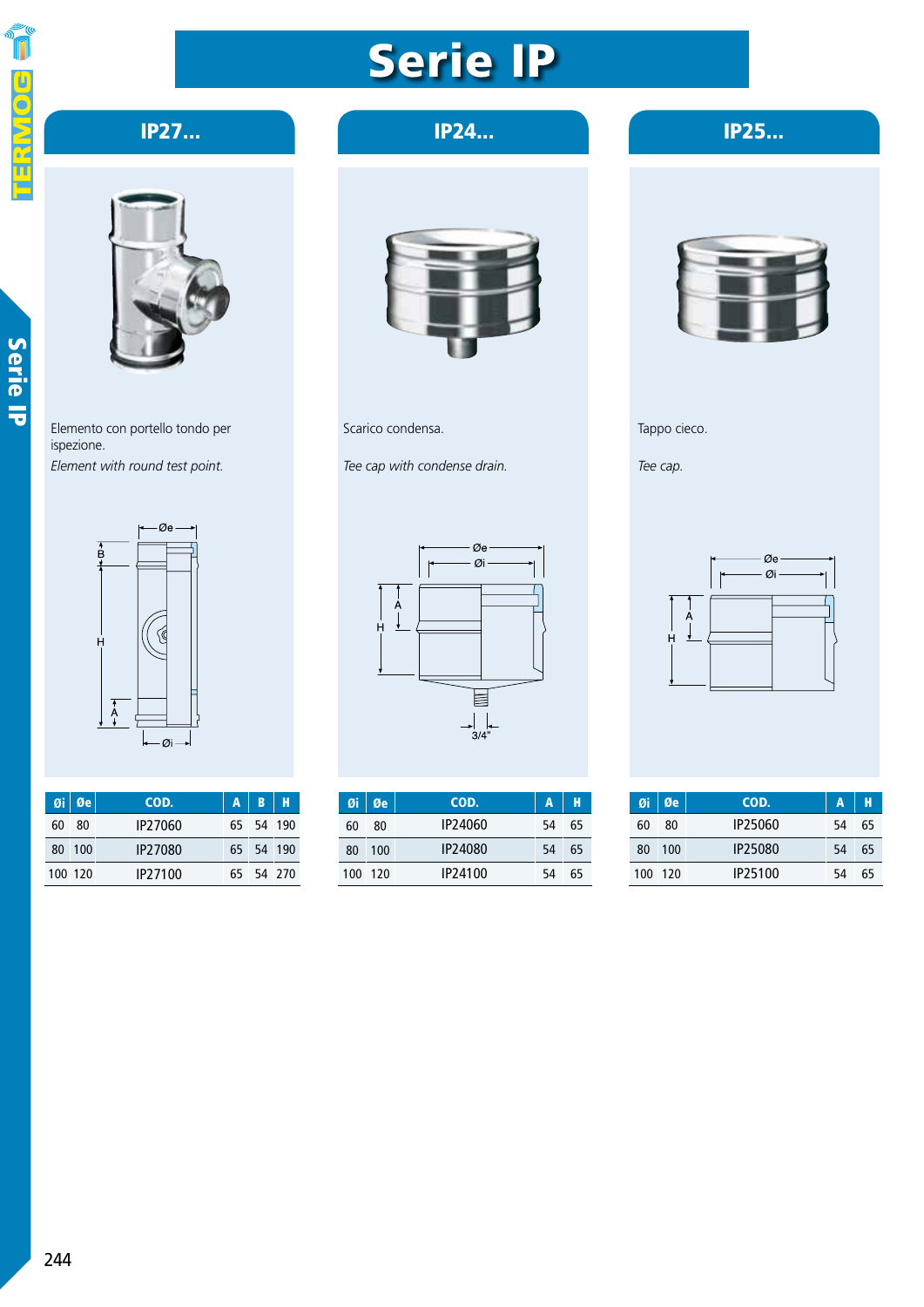# Serie IP

## IP27...

Elemento con portello tondo per ispezione.

*Element with round test point.*

| Øi | Øe | COD. | A | B | H |
|---|---|---|---|---|---|
| 60 | 80 | IP27060 | 65 | 54 | 190 |
| 80 | 100 | IP27080 | 65 | 54 | 190 |
| 100 | 120 | IP27100 | 65 | 54 | 270 |

## IP24...

Scarico condensa.

*Tee cap with condense drain.*

| Øi | Øe | COD. | A | H |
|---|---|---|---|---|
| 60 | 80 | IP24060 | 54 | 65 |
| 80 | 100 | IP24080 | 54 | 65 |
| 100 | 120 | IP24100 | 54 | 65 |

## IP25...

Tappo cieco.

*Tee cap.*

| Øi | Øe | COD. | A | H |
|---|---|---|---|---|
| 60 | 80 | IP25060 | 54 | 65 |
| 80 | 100 | IP25080 | 54 | 65 |
| 100 | 120 | IP25100 | 54 | 65 |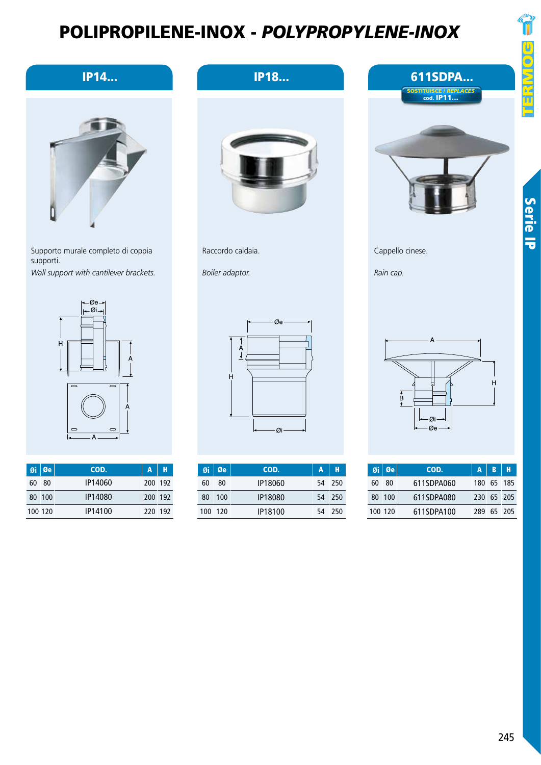# POLIPROPILENE-INOX - *POLYPROPYLENE-INOX*

## IP14...

Supporto murale completo di coppia supporti.

*Wall support with cantilever brackets.*

| Øi | Øe | COD. | A | H |
|---|---|---|---|---|
| 60 | 80 | IP14060 | 200 | 192 |
| 80 | 100 | IP14080 | 200 | 192 |
| 100 | 120 | IP14100 | 220 | 192 |

## IP18...

Raccordo caldaia.

*Boiler adaptor.*

| Øi | Øe | COD. | A | H |
|---|---|---|---|---|
| 60 | 80 | IP18060 | 54 | 250 |
| 80 | 100 | IP18080 | 54 | 250 |
| 100 | 120 | IP18100 | 54 | 250 |

## 611SDPA...

SOSTITUISCE / *REPLACES* cod. IP11...

Cappello cinese.

*Rain cap.*

| Øi | Øe | COD. | A | B | H |
|---|---|---|---|---|---|
| 60 | 80 | 611SDPA060 | 180 | 65 | 185 |
| 80 | 100 | 611SDPA080 | 230 | 65 | 205 |
| 100 | 120 | 611SDPA100 | 289 | 65 | 205 |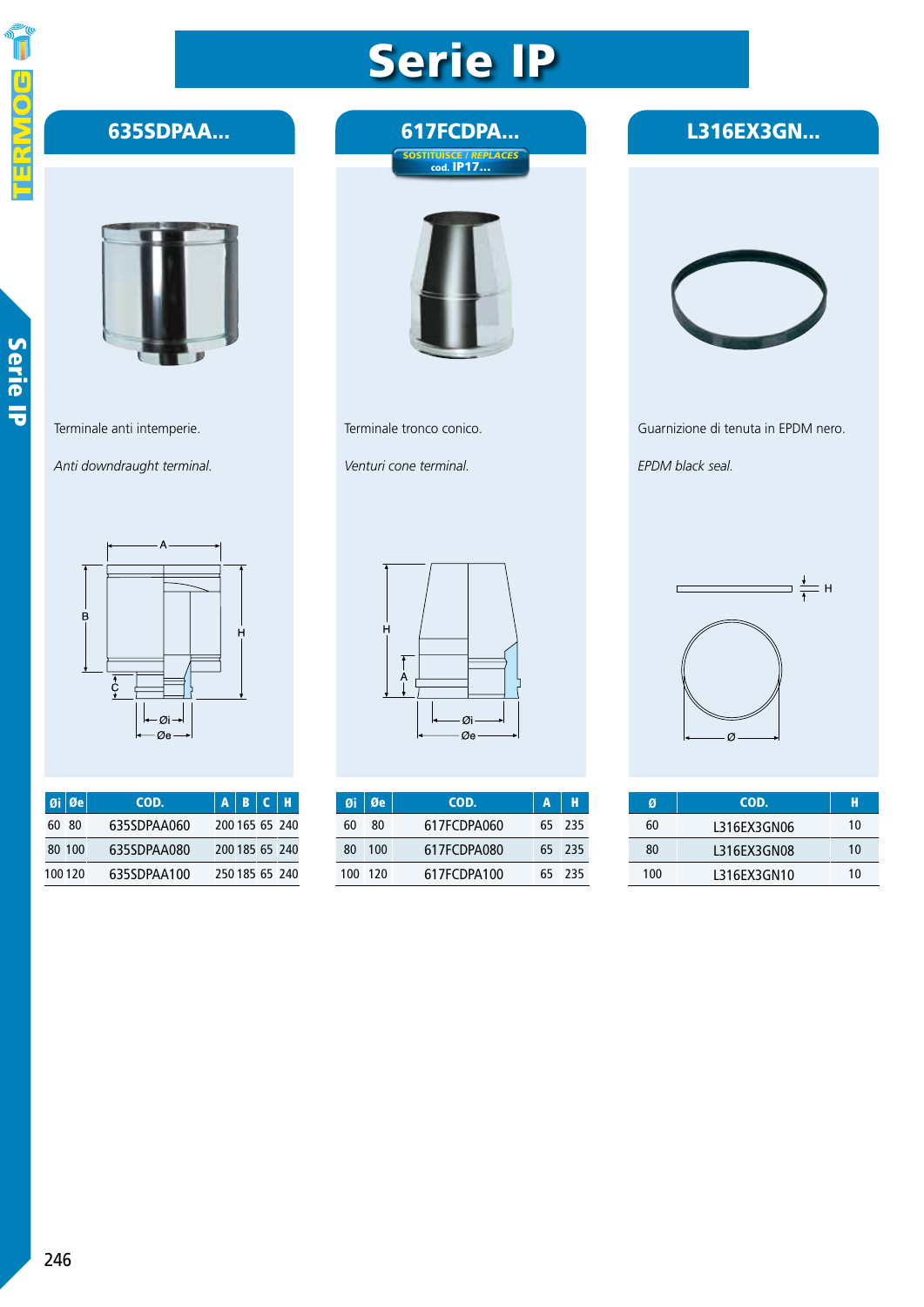# Serie IP

## 635SDPAA...

Terminale anti intemperie.

*Anti downdraught terminal.*

| Øi | Øe | COD. | A | B | C | H |
|---|---|---|---|---|---|---|
| 60 | 80 | 635SDPAA060 | 200 | 165 | 65 | 240 |
| 80 | 100 | 635SDPAA080 | 200 | 185 | 65 | 240 |
| 100 | 120 | 635SDPAA100 | 250 | 185 | 65 | 240 |

## 617FCDPA...

SOSTITUISCE / *REPLACES* cod. IP17...

Terminale tronco conico.

*Venturi cone terminal.*

| Øi | Øe | COD. | A | H |
|---|---|---|---|---|
| 60 | 80 | 617FCDPA060 | 65 | 235 |
| 80 | 100 | 617FCDPA080 | 65 | 235 |
| 100 | 120 | 617FCDPA100 | 65 | 235 |

## L316EX3GN...

Guarnizione di tenuta in EPDM nero.

*EPDM black seal.*

| Ø | COD. | H |
|---|---|---|
| 60 | L316EX3GN06 | 10 |
| 80 | L316EX3GN08 | 10 |
| 100 | L316EX3GN10 | 10 |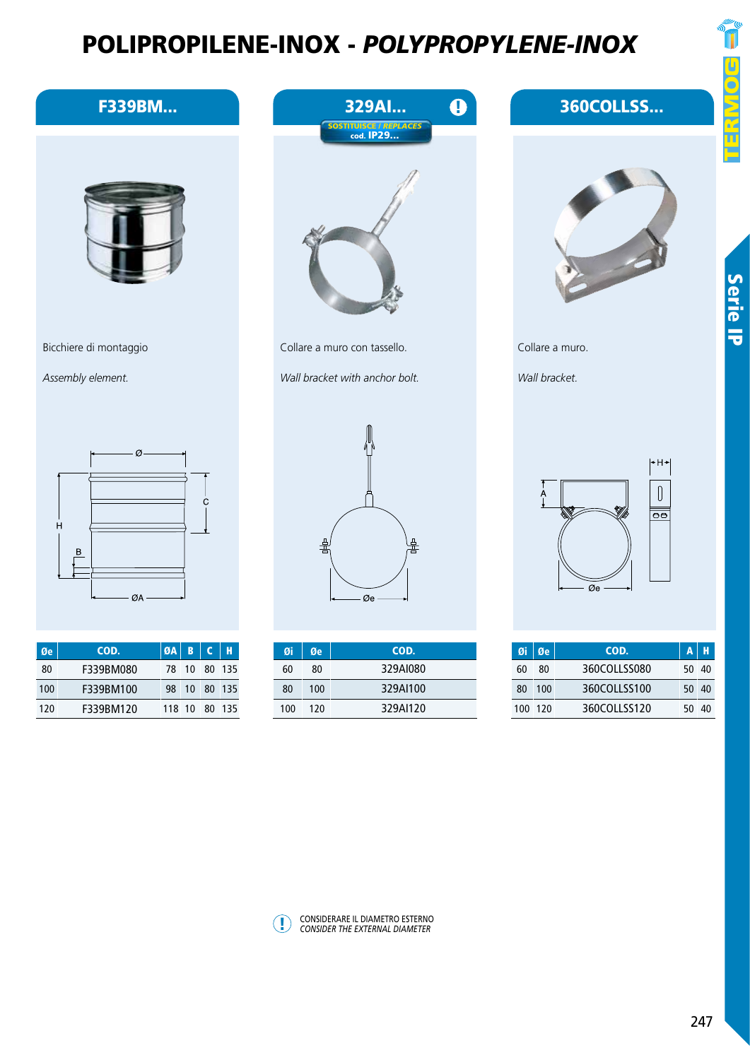# POLIPROPILENE-INOX - *POLYPROPYLENE-INOX*

## F339BM...

Bicchiere di montaggio

*Assembly element.*

| Øe | COD. | ØA | B | C | H |
|---|---|---|---|---|---|
| 80 | F339BM080 | 78 | 10 | 80 | 135 |
| 100 | F339BM100 | 98 | 10 | 80 | 135 |
| 120 | F339BM120 | 118 | 10 | 80 | 135 |

## 329AI... ❗

SOSTITUISCE / *REPLACES* cod. IP29...

Collare a muro con tassello.

*Wall bracket with anchor bolt.*

| Øi | Øe | COD. |
|---|---|---|
| 60 | 80 | 329AI080 |
| 80 | 100 | 329AI100 |
| 100 | 120 | 329AI120 |

## 360COLLSS...

Collare a muro.

*Wall bracket.*

| Øi | Øe | COD. | A | H |
|---|---|---|---|---|
| 60 | 80 | 360COLLSS080 | 50 | 40 |
| 80 | 100 | 360COLLSS100 | 50 | 40 |
| 100 | 120 | 360COLLSS120 | 50 | 40 |

❗ CONSIDERARE IL DIAMETRO ESTERNO
*CONSIDER THE EXTERNAL DIAMETER*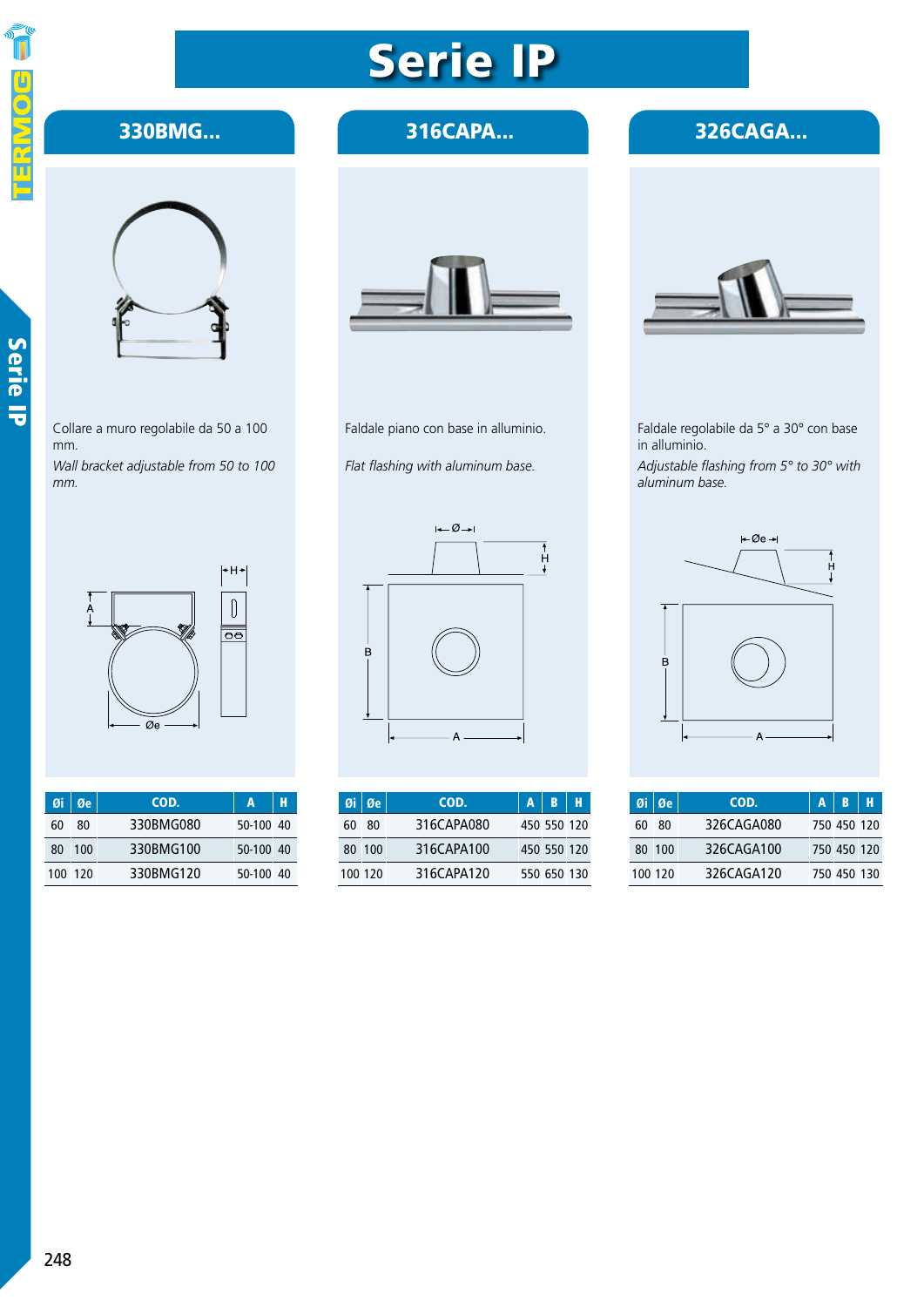# Serie IP

## 330BMG...

Collare a muro regolabile da 50 a 100 mm.

*Wall bracket adjustable from 50 to 100 mm.*

| Øi | Øe | COD. | A | H |
|---|---|---|---|---|
| 60 | 80 | 330BMG080 | 50-100 | 40 |
| 80 | 100 | 330BMG100 | 50-100 | 40 |
| 100 | 120 | 330BMG120 | 50-100 | 40 |

## 316CAPA...

Faldale piano con base in alluminio.

*Flat flashing with aluminum base.*

| Øi | Øe | COD. | A | B | H |
|---|---|---|---|---|---|
| 60 | 80 | 316CAPA080 | 450 | 550 | 120 |
| 80 | 100 | 316CAPA100 | 450 | 550 | 120 |
| 100 | 120 | 316CAPA120 | 550 | 650 | 130 |

## 326CAGA...

Faldale regolabile da 5° a 30° con base in alluminio.

*Adjustable flashing from 5° to 30° with aluminum base.*

| Øi | Øe | COD. | A | B | H |
|---|---|---|---|---|---|
| 60 | 80 | 326CAGA080 | 750 | 450 | 120 |
| 80 | 100 | 326CAGA100 | 750 | 450 | 120 |
| 100 | 120 | 326CAGA120 | 750 | 450 | 130 |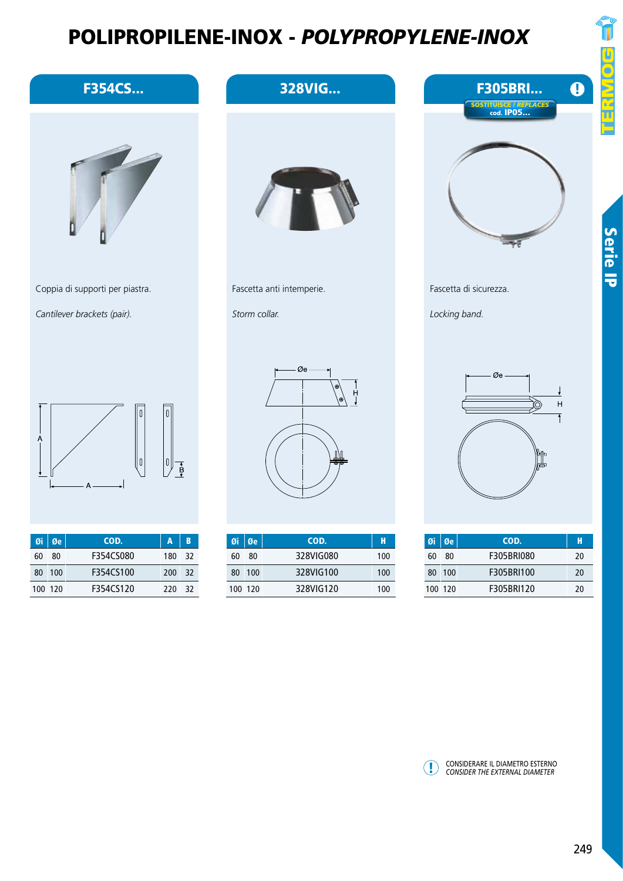# POLIPROPILENE-INOX - *POLYPROPYLENE-INOX*

## F354CS...

Coppia di supporti per piastra.

*Cantilever brackets (pair).*

| Øi | Øe | COD. | A | B |
|---|---|---|---|---|
| 60 | 80 | F354CS080 | 180 | 32 |
| 80 | 100 | F354CS100 | 200 | 32 |
| 100 | 120 | F354CS120 | 220 | 32 |

## 328VIG...

Fascetta anti intemperie.

*Storm collar.*

| Øi | Øe | COD. | H |
|---|---|---|---|
| 60 | 80 | 328VIG080 | 100 |
| 80 | 100 | 328VIG100 | 100 |
| 100 | 120 | 328VIG120 | 100 |

## F305BRI... (!)

SOSTITUISCE / *REPLACES* cod. IP05...

Fascetta di sicurezza.

*Locking band.*

| Øi | Øe | COD. | H |
|---|---|---|---|
| 60 | 80 | F305BRI080 | 20 |
| 80 | 100 | F305BRI100 | 20 |
| 100 | 120 | F305BRI120 | 20 |

(!) CONSIDERARE IL DIAMETRO ESTERNO
*CONSIDER THE EXTERNAL DIAMETER*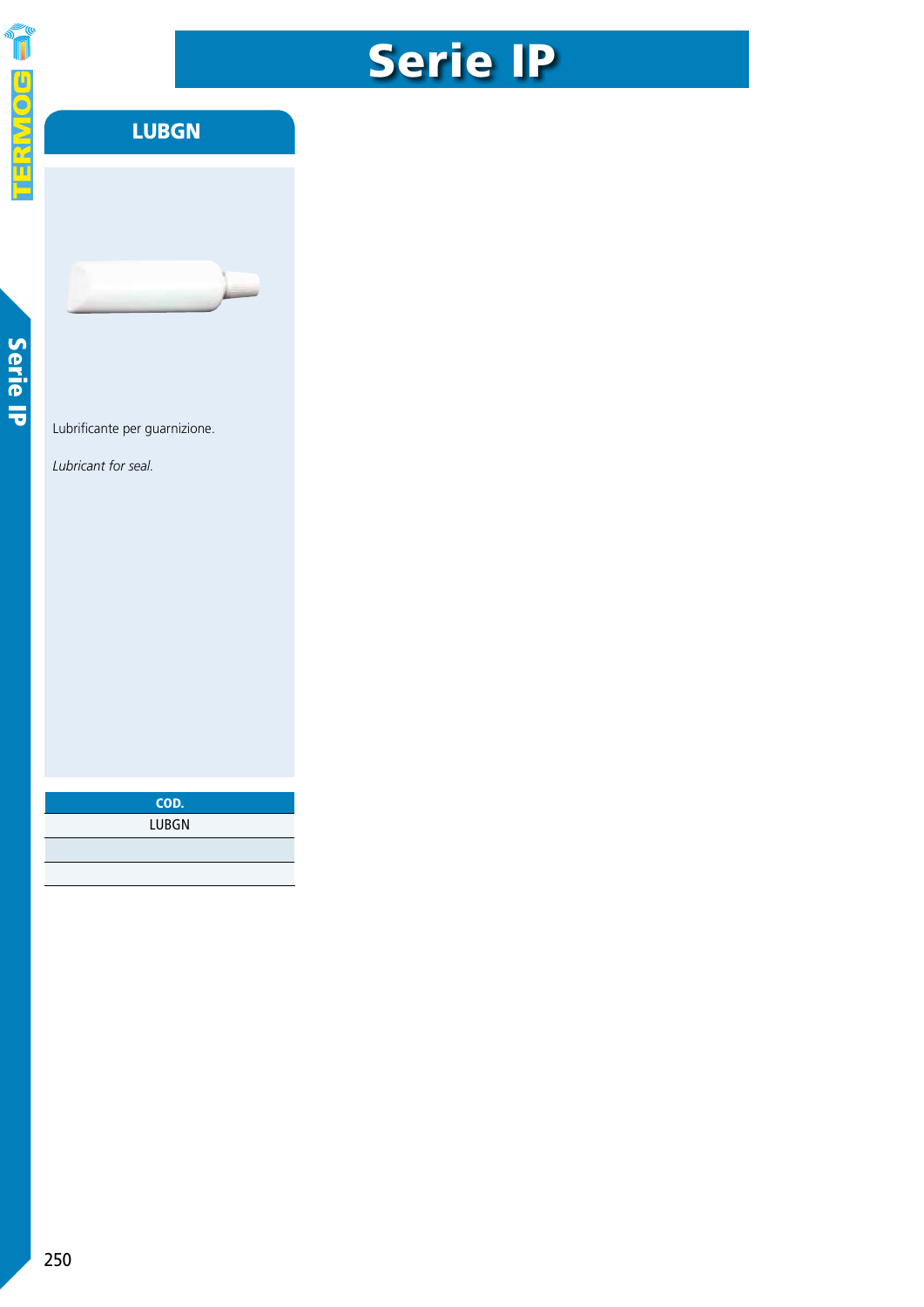# Serie IP

## LUBGN

Lubrificante per guarnizione.

*Lubricant for seal.*

| COD. |
| --- |
| LUBGN |
| |
| |